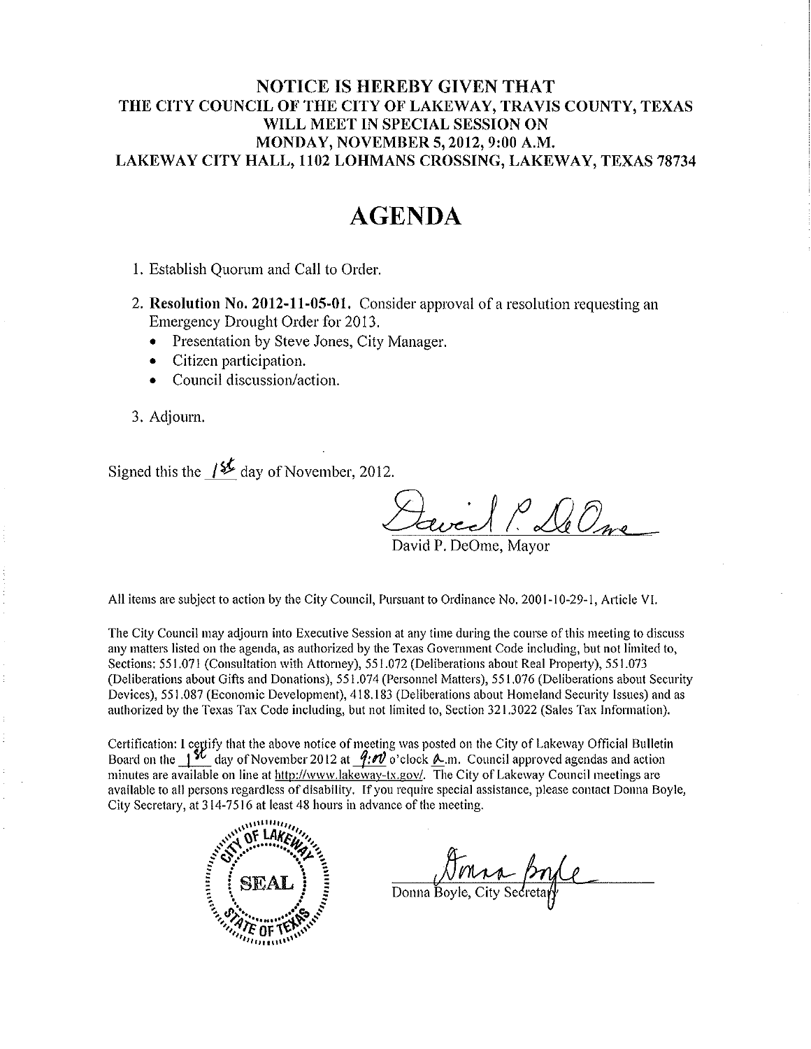**NOTICE IS HEREBY GIVEN THAT**
**THE CITY COUNCIL OF THE CITY OF LAKEWAY, TRAVIS COUNTY, TEXAS**
**WILL MEET IN SPECIAL SESSION ON**
**MONDAY, NOVEMBER 5, 2012, 9:00 A.M.**
**LAKEWAY CITY HALL, 1102 LOHMANS CROSSING, LAKEWAY, TEXAS 78734**

# AGENDA

1. Establish Quorum and Call to Order.

2. **Resolution No. 2012-11-05-01.** Consider approval of a resolution requesting an Emergency Drought Order for 2013.
   - Presentation by Steve Jones, City Manager.
   - Citizen participation.
   - Council discussion/action.

3. Adjourn.

Signed this the 1st day of November, 2012.

David P. DeOme, Mayor

All items are subject to action by the City Council, Pursuant to Ordinance No. 2001-10-29-1, Article VI.

The City Council may adjourn into Executive Session at any time during the course of this meeting to discuss any matters listed on the agenda, as authorized by the Texas Government Code including, but not limited to, Sections: 551.071 (Consultation with Attorney), 551.072 (Deliberations about Real Property), 551.073 (Deliberations about Gifts and Donations), 551.074 (Personnel Matters), 551.076 (Deliberations about Security Devices), 551.087 (Economic Development), 418.183 (Deliberations about Homeland Security Issues) and as authorized by the Texas Tax Code including, but not limited to, Section 321.3022 (Sales Tax Information).

Certification: I certify that the above notice of meeting was posted on the City of Lakeway Official Bulletin Board on the 1st day of November 2012 at 9:00 o'clock a.m. Council approved agendas and action minutes are available on line at http://www.lakeway-tx.gov/. The City of Lakeway Council meetings are available to all persons regardless of disability. If you require special assistance, please contact Donna Boyle, City Secretary, at 314-7516 at least 48 hours in advance of the meeting.

CITY OF LAKEWAY SEAL STATE OF TEXAS

Donna Boyle, City Secretary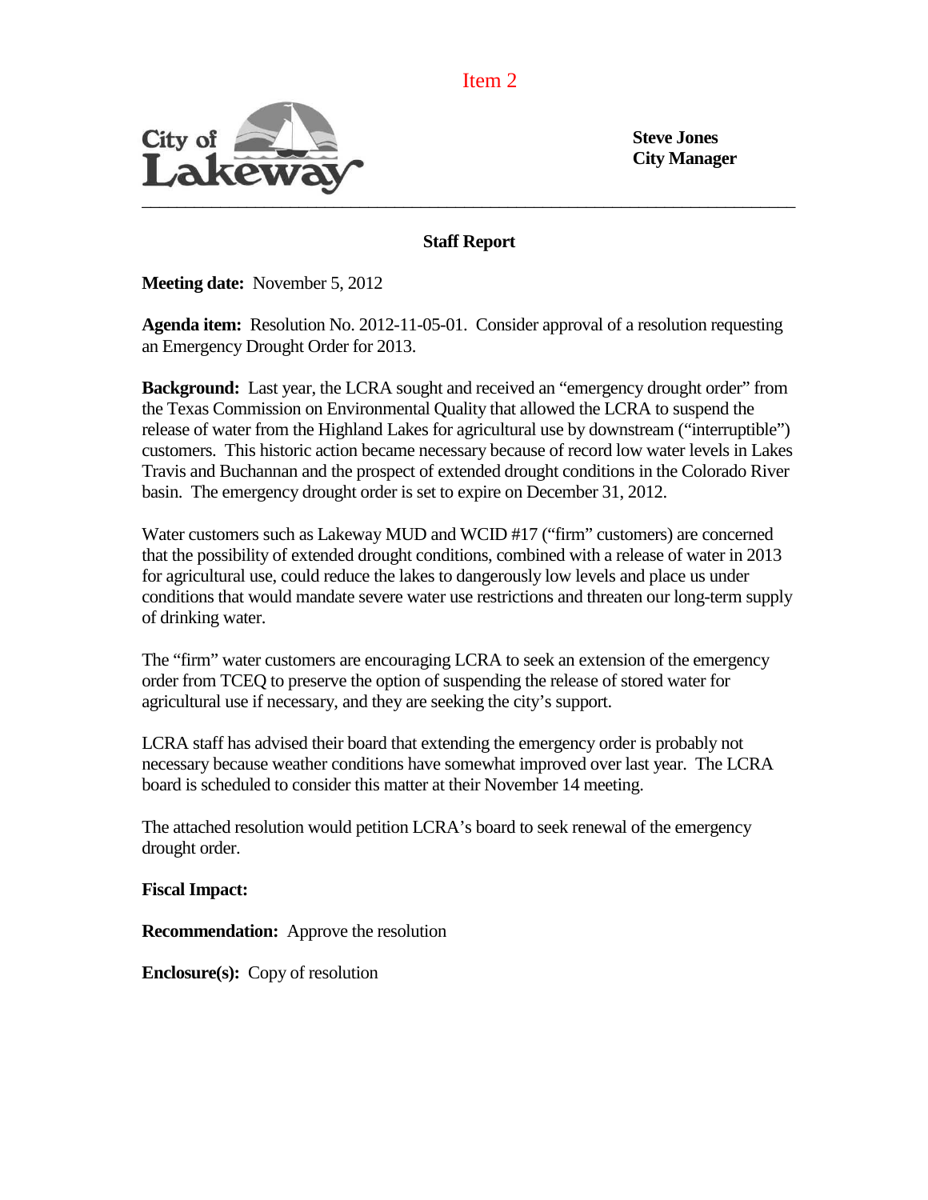Item 2

City of Lakeway

**Steve Jones**
**City Manager**

---

## Staff Report

**Meeting date:** November 5, 2012

**Agenda item:** Resolution No. 2012-11-05-01. Consider approval of a resolution requesting an Emergency Drought Order for 2013.

**Background:** Last year, the LCRA sought and received an "emergency drought order" from the Texas Commission on Environmental Quality that allowed the LCRA to suspend the release of water from the Highland Lakes for agricultural use by downstream ("interruptible") customers. This historic action became necessary because of record low water levels in Lakes Travis and Buchannan and the prospect of extended drought conditions in the Colorado River basin. The emergency drought order is set to expire on December 31, 2012.

Water customers such as Lakeway MUD and WCID #17 ("firm" customers) are concerned that the possibility of extended drought conditions, combined with a release of water in 2013 for agricultural use, could reduce the lakes to dangerously low levels and place us under conditions that would mandate severe water use restrictions and threaten our long-term supply of drinking water.

The "firm" water customers are encouraging LCRA to seek an extension of the emergency order from TCEQ to preserve the option of suspending the release of stored water for agricultural use if necessary, and they are seeking the city's support.

LCRA staff has advised their board that extending the emergency order is probably not necessary because weather conditions have somewhat improved over last year. The LCRA board is scheduled to consider this matter at their November 14 meeting.

The attached resolution would petition LCRA's board to seek renewal of the emergency drought order.

**Fiscal Impact:**

**Recommendation:** Approve the resolution

**Enclosure(s):** Copy of resolution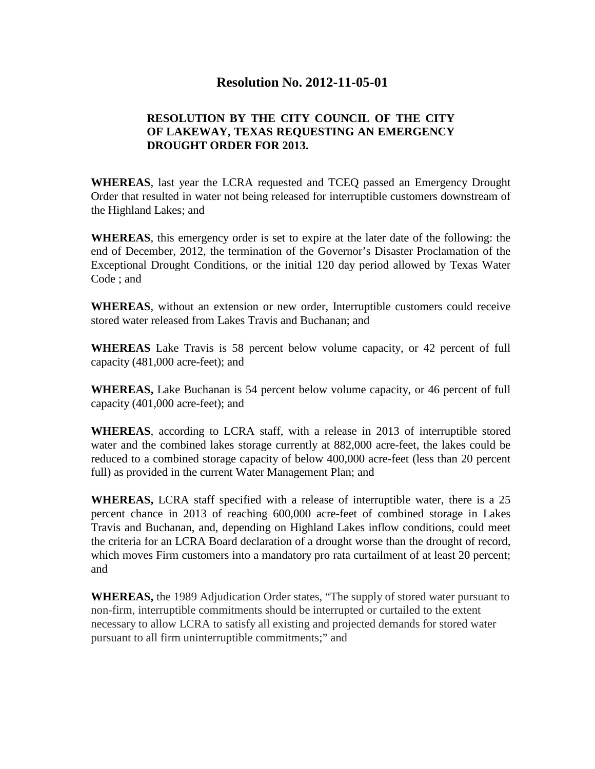# Resolution No. 2012-11-05-01

**RESOLUTION BY THE CITY COUNCIL OF THE CITY OF LAKEWAY, TEXAS REQUESTING AN EMERGENCY DROUGHT ORDER FOR 2013.**

**WHEREAS**, last year the LCRA requested and TCEQ passed an Emergency Drought Order that resulted in water not being released for interruptible customers downstream of the Highland Lakes; and

**WHEREAS**, this emergency order is set to expire at the later date of the following: the end of December, 2012, the termination of the Governor's Disaster Proclamation of the Exceptional Drought Conditions, or the initial 120 day period allowed by Texas Water Code ; and

**WHEREAS**, without an extension or new order, Interruptible customers could receive stored water released from Lakes Travis and Buchanan; and

**WHEREAS** Lake Travis is 58 percent below volume capacity, or 42 percent of full capacity (481,000 acre-feet); and

**WHEREAS,** Lake Buchanan is 54 percent below volume capacity, or 46 percent of full capacity (401,000 acre-feet); and

**WHEREAS**, according to LCRA staff, with a release in 2013 of interruptible stored water and the combined lakes storage currently at 882,000 acre-feet, the lakes could be reduced to a combined storage capacity of below 400,000 acre-feet (less than 20 percent full) as provided in the current Water Management Plan; and

**WHEREAS,** LCRA staff specified with a release of interruptible water, there is a 25 percent chance in 2013 of reaching 600,000 acre-feet of combined storage in Lakes Travis and Buchanan, and, depending on Highland Lakes inflow conditions, could meet the criteria for an LCRA Board declaration of a drought worse than the drought of record, which moves Firm customers into a mandatory pro rata curtailment of at least 20 percent; and

**WHEREAS,** the 1989 Adjudication Order states, "The supply of stored water pursuant to non-firm, interruptible commitments should be interrupted or curtailed to the extent necessary to allow LCRA to satisfy all existing and projected demands for stored water pursuant to all firm uninterruptible commitments;" and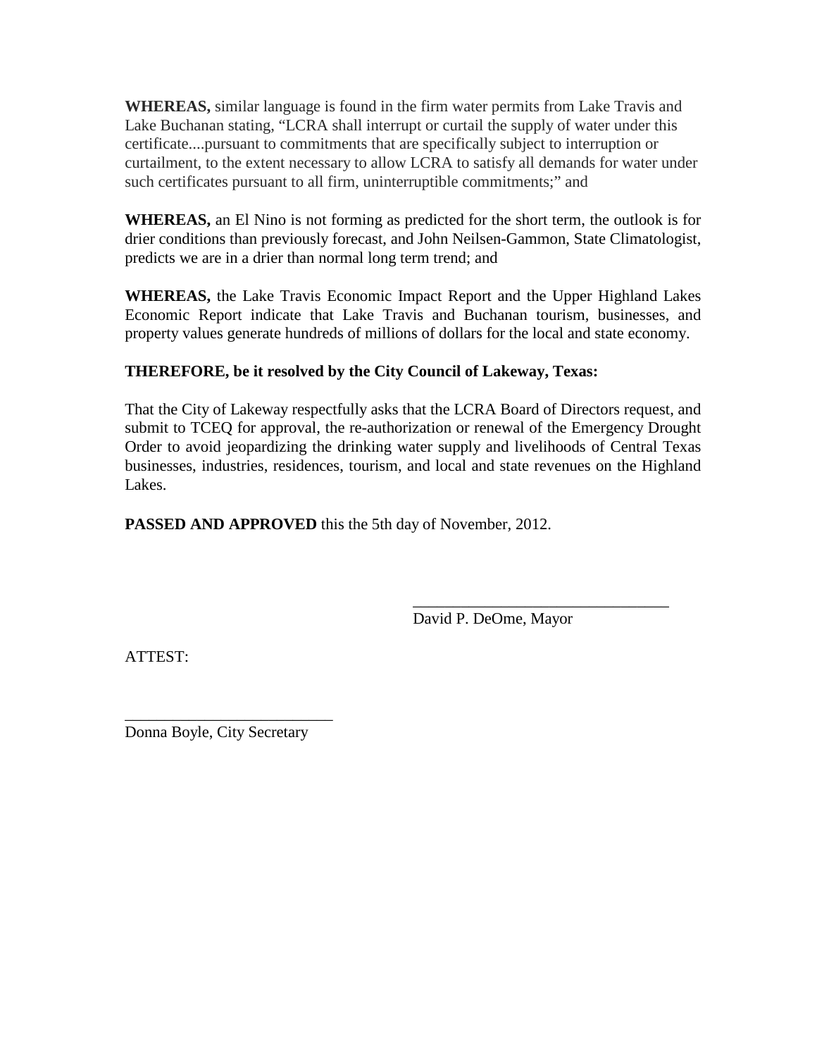**WHEREAS,** similar language is found in the firm water permits from Lake Travis and Lake Buchanan stating, "LCRA shall interrupt or curtail the supply of water under this certificate....pursuant to commitments that are specifically subject to interruption or curtailment, to the extent necessary to allow LCRA to satisfy all demands for water under such certificates pursuant to all firm, uninterruptible commitments;" and

**WHEREAS,** an El Nino is not forming as predicted for the short term, the outlook is for drier conditions than previously forecast, and John Neilsen-Gammon, State Climatologist, predicts we are in a drier than normal long term trend; and

**WHEREAS,** the Lake Travis Economic Impact Report and the Upper Highland Lakes Economic Report indicate that Lake Travis and Buchanan tourism, businesses, and property values generate hundreds of millions of dollars for the local and state economy.

**THEREFORE, be it resolved by the City Council of Lakeway, Texas:**

That the City of Lakeway respectfully asks that the LCRA Board of Directors request, and submit to TCEQ for approval, the re-authorization or renewal of the Emergency Drought Order to avoid jeopardizing the drinking water supply and livelihoods of Central Texas businesses, industries, residences, tourism, and local and state revenues on the Highland Lakes.

**PASSED AND APPROVED** this the 5th day of November, 2012.

________________________________
David P. DeOme, Mayor

ATTEST:

__________________________
Donna Boyle, City Secretary